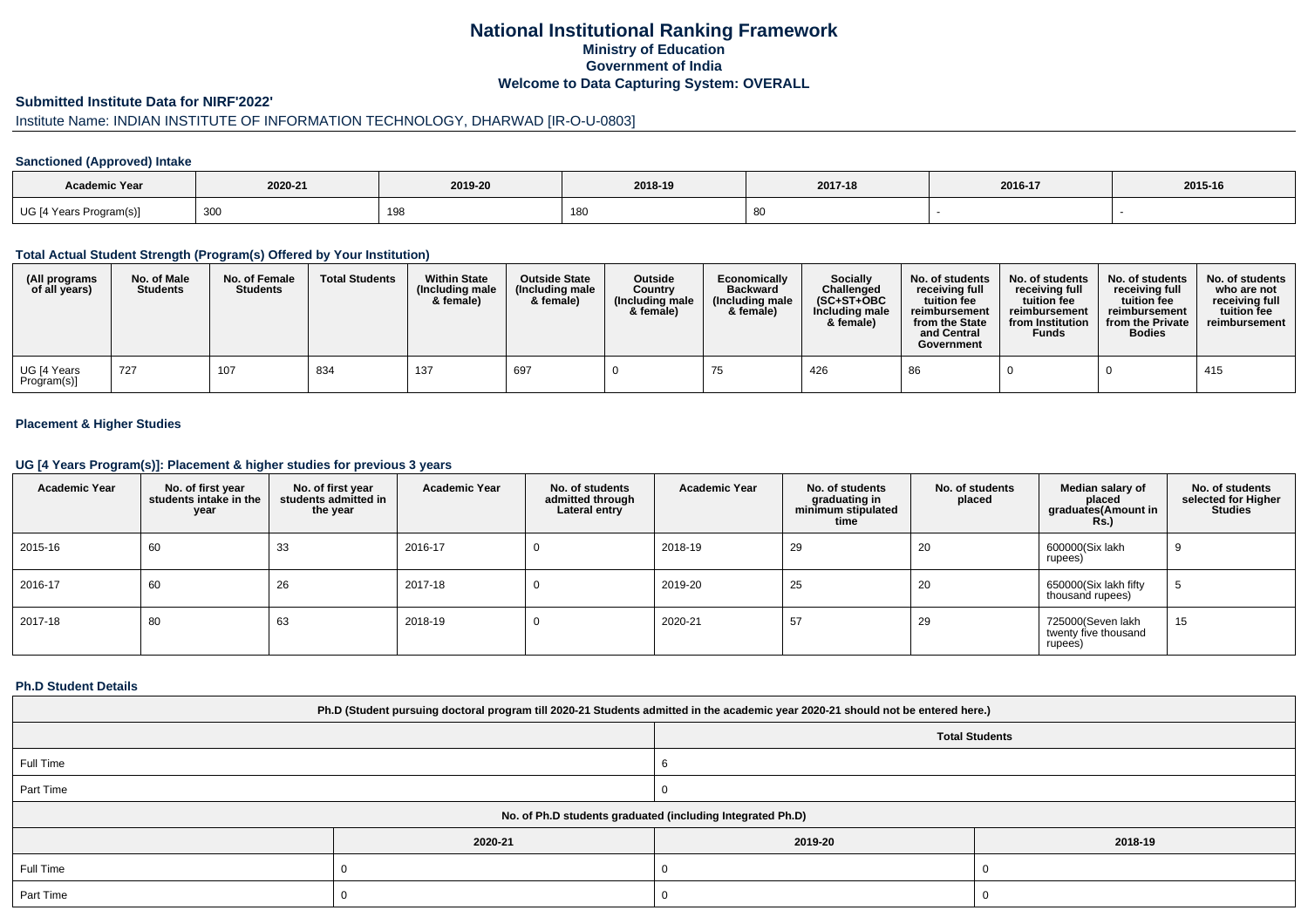# National Institutional Ranking Framework

## Ministry of Education
## Government of India
## Welcome to Data Capturing System: OVERALL

### Submitted Institute Data for NIRF'2022'

Institute Name: INDIAN INSTITUTE OF INFORMATION TECHNOLOGY, DHARWAD [IR-O-U-0803]

#### Sanctioned (Approved) Intake

| Academic Year | 2020-21 | 2019-20 | 2018-19 | 2017-18 | 2016-17 | 2015-16 |
|---|---|---|---|---|---|---|
| UG [4 Years Program(s)] | 300 | 198 | 180 | 80 | - | - |

#### Total Actual Student Strength (Program(s) Offered by Your Institution)

| (All programs of all years) | No. of Male Students | No. of Female Students | Total Students | Within State (Including male & female) | Outside State (Including male & female) | Outside Country (Including male & female) | Economically Backward (Including male & female) | Socially Challenged (SC+ST+OBC Including male & female) | No. of students receiving full tuition fee reimbursement from the State and Central Government | No. of students receiving full tuition fee reimbursement from Institution Funds | No. of students receiving full tuition fee reimbursement from the Private Bodies | No. of students who are not receiving full tuition fee reimbursement |
|---|---|---|---|---|---|---|---|---|---|---|---|---|
| UG [4 Years Program(s)] | 727 | 107 | 834 | 137 | 697 | 0 | 75 | 426 | 86 | 0 | 0 | 415 |

#### Placement & Higher Studies

#### UG [4 Years Program(s)]: Placement & higher studies for previous 3 years

| Academic Year | No. of first year students intake in the year | No. of first year students admitted in the year | Academic Year | No. of students admitted through Lateral entry | Academic Year | No. of students graduating in minimum stipulated time | No. of students placed | Median salary of placed graduates(Amount in Rs.) | No. of students selected for Higher Studies |
|---|---|---|---|---|---|---|---|---|---|
| 2015-16 | 60 | 33 | 2016-17 | 0 | 2018-19 | 29 | 20 | 600000(Six lakh rupees) | 9 |
| 2016-17 | 60 | 26 | 2017-18 | 0 | 2019-20 | 25 | 20 | 650000(Six lakh fifty thousand rupees) | 5 |
| 2017-18 | 80 | 63 | 2018-19 | 0 | 2020-21 | 57 | 29 | 725000(Seven lakh twenty five thousand rupees) | 15 |

#### Ph.D Student Details

| Ph.D (Student pursuing doctoral program till 2020-21 Students admitted in the academic year 2020-21 should not be entered here.) | |
|---|---|
| | Total Students |
| Full Time | 6 |
| Part Time | 0 |

| No. of Ph.D students graduated (including Integrated Ph.D) | | | |
|---|---|---|---|
| | 2020-21 | 2019-20 | 2018-19 |
| Full Time | 0 | 0 | 0 |
| Part Time | 0 | 0 | 0 |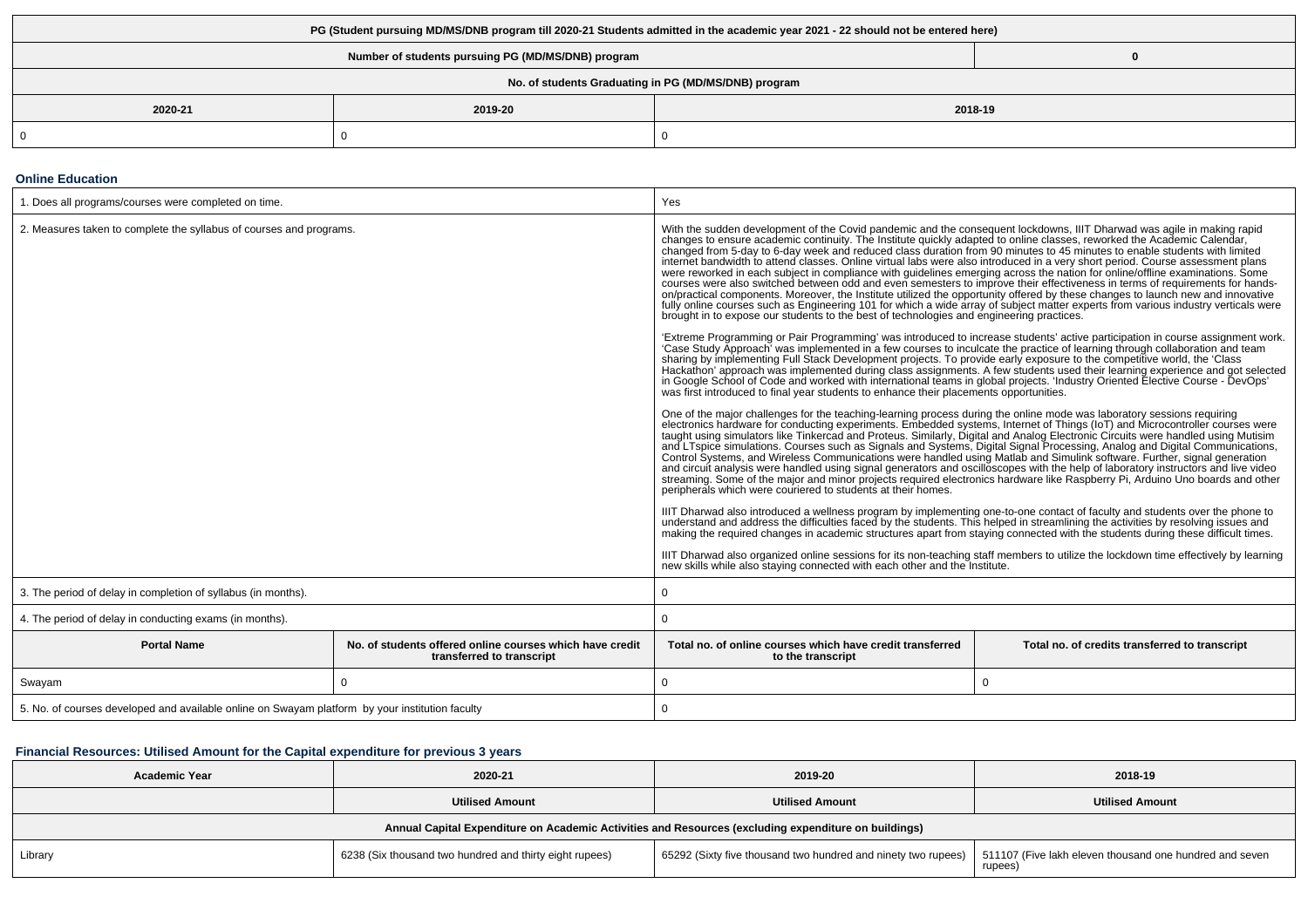| PG (Student pursuing MD/MS/DNB program till 2020-21 Students admitted in the academic year 2021 - 22 should not be entered here) | | |
|---|---|---|
| Number of students pursuing PG (MD/MS/DNB) program | | 0 |
| No. of students Graduating in PG (MD/MS/DNB) program | | |
| 2020-21 | 2019-20 | 2018-19 |
| 0 | 0 | 0 |

### Online Education

| | |
|---|---|
| 1. Does all programs/courses were completed on time. | Yes |
| 2. Measures taken to complete the syllabus of courses and programs. | With the sudden development of the Covid pandemic and the consequent lockdowns, IIIT Dharwad was agile in making rapid changes to ensure academic continuity. The Institute quickly adapted to online classes, reworked the Academic Calendar, changed from 5-day to 6-day week and reduced class duration from 90 minutes to 45 minutes to enable students with limited internet bandwidth to attend classes. Online virtual labs were also introduced in a very short period. Course assessment plans were reworked in each subject in compliance with guidelines emerging across the nation for online/offline examinations. Some courses were also switched between odd and even semesters to improve their effectiveness in terms of requirements for hands-on/practical components. Moreover, the Institute utilized the opportunity offered by these changes to launch new and innovative fully online courses such as Engineering 101 for which a wide array of subject matter experts from various industry verticals were brought in to expose our students to the best of technologies and engineering practices.<br><br>'Extreme Programming or Pair Programming' was introduced to increase students' active participation in course assignment work. 'Case Study Approach' was implemented in a few courses to inculcate the practice of learning through collaboration and team sharing by implementing Full Stack Development projects. To provide early exposure to the competitive world, the 'Class Hackathon' approach was implemented during class assignments. A few students used their learning experience and got selected in Google School of Code and worked with international teams in global projects. 'Industry Oriented Elective Course - DevOps' was first introduced to final year students to enhance their placements opportunities.<br><br>One of the major challenges for the teaching-learning process during the online mode was laboratory sessions requiring electronics hardware for conducting experiments. Embedded systems, Internet of Things (IoT) and Microcontroller courses were taught using simulators like Tinkercad and Proteus. Similarly, Digital and Analog Electronic Circuits were handled using Mutisim and LTspice simulations. Courses such as Signals and Systems, Digital Signal Processing, Analog and Digital Communications, Control Systems, and Wireless Communications were handled using Matlab and Simulink software. Further, signal generation and circuit analysis were handled using signal generators and oscilloscopes with the help of laboratory instructors and live video streaming. Some of the major and minor projects required electronics hardware like Raspberry Pi, Arduino Uno boards and other peripherals which were couriered to students at their homes.<br><br>IIIT Dharwad also introduced a wellness program by implementing one-to-one contact of faculty and students over the phone to understand and address the difficulties faced by the students. This helped in streamlining the activities by resolving issues and making the required changes in academic structures apart from staying connected with the students during these difficult times.<br><br>IIIT Dharwad also organized online sessions for its non-teaching staff members to utilize the lockdown time effectively by learning new skills while also staying connected with each other and the Institute. |
| 3. The period of delay in completion of syllabus (in months). | 0 |
| 4. The period of delay in conducting exams (in months). | 0 |

| Portal Name | No. of students offered online courses which have credit transferred to transcript | Total no. of online courses which have credit transferred to the transcript | Total no. of credits transferred to transcript |
|---|---|---|---|
| Swayam | 0 | 0 | 0 |
| 5. No. of courses developed and available online on Swayam platform by your institution faculty | | 0 | |

### Financial Resources: Utilised Amount for the Capital expenditure for previous 3 years

| Academic Year | 2020-21 | 2019-20 | 2018-19 |
|---|---|---|---|
| | Utilised Amount | Utilised Amount | Utilised Amount |
| Annual Capital Expenditure on Academic Activities and Resources (excluding expenditure on buildings) | | | |
| Library | 6238 (Six thousand two hundred and thirty eight rupees) | 65292 (Sixty five thousand two hundred and ninety two rupees) | 511107 (Five lakh eleven thousand one hundred and seven rupees) |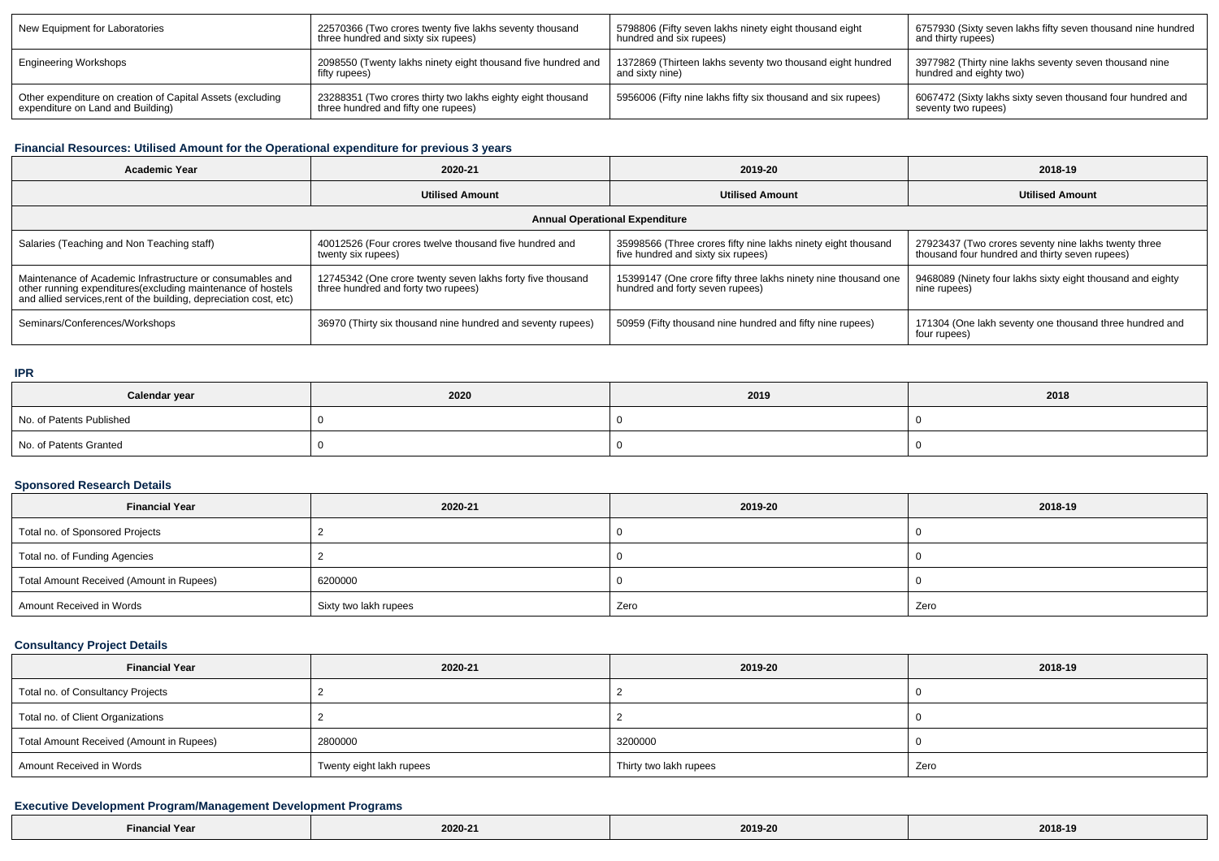| New Equipment for Laboratories | 22570366 (Two crores twenty five lakhs seventy thousand three hundred and sixty six rupees) | 5798806 (Fifty seven lakhs ninety eight thousand eight hundred and six rupees) | 6757930 (Sixty seven lakhs fifty seven thousand nine hundred and thirty rupees) |
|---|---|---|---|
| Engineering Workshops | 2098550 (Twenty lakhs ninety eight thousand five hundred and fifty rupees) | 1372869 (Thirteen lakhs seventy two thousand eight hundred and sixty nine) | 3977982 (Thirty nine lakhs seventy seven thousand nine hundred and eighty two) |
| Other expenditure on creation of Capital Assets (excluding expenditure on Land and Building) | 23288351 (Two crores thirty two lakhs eighty eight thousand three hundred and fifty one rupees) | 5956006 (Fifty nine lakhs fifty six thousand and six rupees) | 6067472 (Sixty lakhs sixty seven thousand four hundred and seventy two rupees) |

### Financial Resources: Utilised Amount for the Operational expenditure for previous 3 years

| Academic Year | 2020-21 | 2019-20 | 2018-19 |
|---|---|---|---|
| | Utilised Amount | Utilised Amount | Utilised Amount |
| Annual Operational Expenditure | | | |
| Salaries (Teaching and Non Teaching staff) | 40012526 (Four crores twelve thousand five hundred and twenty six rupees) | 35998566 (Three crores fifty nine lakhs ninety eight thousand five hundred and sixty six rupees) | 27923437 (Two crores seventy nine lakhs twenty three thousand four hundred and thirty seven rupees) |
| Maintenance of Academic Infrastructure or consumables and other running expenditures(excluding maintenance of hostels and allied services,rent of the building, depreciation cost, etc) | 12745342 (One crore twenty seven lakhs forty five thousand three hundred and forty two rupees) | 15399147 (One crore fifty three lakhs ninety nine thousand one hundred and forty seven rupees) | 9468089 (Ninety four lakhs sixty eight thousand and eighty nine rupees) |
| Seminars/Conferences/Workshops | 36970 (Thirty six thousand nine hundred and seventy rupees) | 50959 (Fifty thousand nine hundred and fifty nine rupees) | 171304 (One lakh seventy one thousand three hundred and four rupees) |

### IPR

| Calendar year | 2020 | 2019 | 2018 |
|---|---|---|---|
| No. of Patents Published | 0 | 0 | 0 |
| No. of Patents Granted | 0 | 0 | 0 |

### Sponsored Research Details

| Financial Year | 2020-21 | 2019-20 | 2018-19 |
|---|---|---|---|
| Total no. of Sponsored Projects | 2 | 0 | 0 |
| Total no. of Funding Agencies | 2 | 0 | 0 |
| Total Amount Received (Amount in Rupees) | 6200000 | 0 | 0 |
| Amount Received in Words | Sixty two lakh rupees | Zero | Zero |

### Consultancy Project Details

| Financial Year | 2020-21 | 2019-20 | 2018-19 |
|---|---|---|---|
| Total no. of Consultancy Projects | 2 | 2 | 0 |
| Total no. of Client Organizations | 2 | 2 | 0 |
| Total Amount Received (Amount in Rupees) | 2800000 | 3200000 | 0 |
| Amount Received in Words | Twenty eight lakh rupees | Thirty two lakh rupees | Zero |

### Executive Development Program/Management Development Programs

| Financial Year | 2020-21 | 2019-20 | 2018-19 |
|---|---|---|---|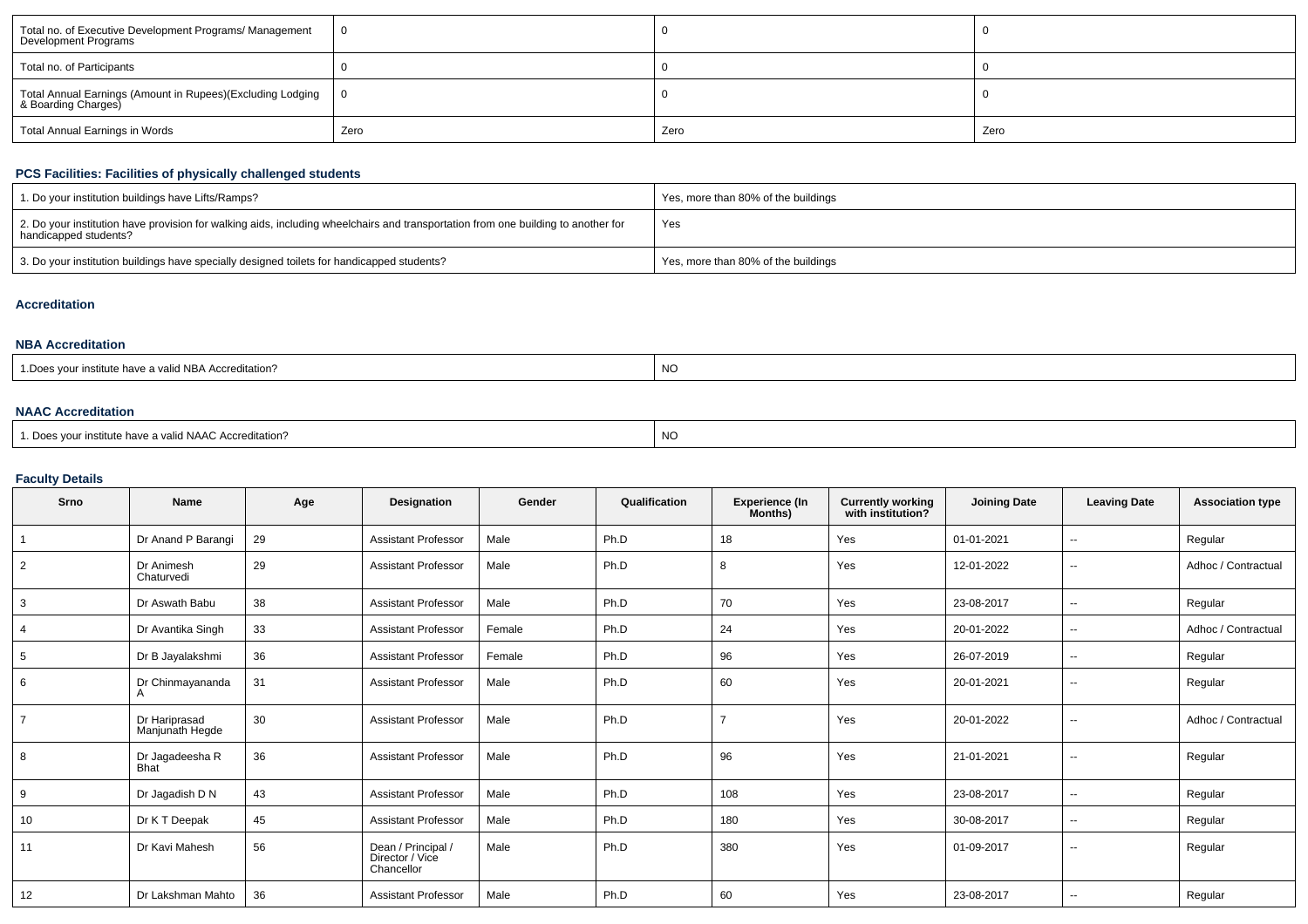| Total no. of Executive Development Programs/ Management Development Programs | 0 | 0 | 0 |
|---|---|---|---|
| Total no. of Participants | 0 | 0 | 0 |
| Total Annual Earnings (Amount in Rupees)(Excluding Lodging & Boarding Charges) | 0 | 0 | 0 |
| Total Annual Earnings in Words | Zero | Zero | Zero |

### PCS Facilities: Facilities of physically challenged students

| 1. Do your institution buildings have Lifts/Ramps? | Yes, more than 80% of the buildings |
|---|---|
| 2. Do your institution have provision for walking aids, including wheelchairs and transportation from one building to another for handicapped students? | Yes |
| 3. Do your institution buildings have specially designed toilets for handicapped students? | Yes, more than 80% of the buildings |

### Accreditation

### NBA Accreditation

| 1.Does your institute have a valid NBA Accreditation? | NO |
|---|---|

### NAAC Accreditation

| 1. Does your institute have a valid NAAC Accreditation? | NO |
|---|---|

### Faculty Details

| Srno | Name | Age | Designation | Gender | Qualification | Experience (In Months) | Currently working with institution? | Joining Date | Leaving Date | Association type |
|---|---|---|---|---|---|---|---|---|---|---|
| 1 | Dr Anand P Barangi | 29 | Assistant Professor | Male | Ph.D | 18 | Yes | 01-01-2021 | -- | Regular |
| 2 | Dr Animesh Chaturvedi | 29 | Assistant Professor | Male | Ph.D | 8 | Yes | 12-01-2022 | -- | Adhoc / Contractual |
| 3 | Dr Aswath Babu | 38 | Assistant Professor | Male | Ph.D | 70 | Yes | 23-08-2017 | -- | Regular |
| 4 | Dr Avantika Singh | 33 | Assistant Professor | Female | Ph.D | 24 | Yes | 20-01-2022 | -- | Adhoc / Contractual |
| 5 | Dr B Jayalakshmi | 36 | Assistant Professor | Female | Ph.D | 96 | Yes | 26-07-2019 | -- | Regular |
| 6 | Dr Chinmayananda A | 31 | Assistant Professor | Male | Ph.D | 60 | Yes | 20-01-2021 | -- | Regular |
| 7 | Dr Hariprasad Manjunath Hegde | 30 | Assistant Professor | Male | Ph.D | 7 | Yes | 20-01-2022 | -- | Adhoc / Contractual |
| 8 | Dr Jagadeesha R Bhat | 36 | Assistant Professor | Male | Ph.D | 96 | Yes | 21-01-2021 | -- | Regular |
| 9 | Dr Jagadish D N | 43 | Assistant Professor | Male | Ph.D | 108 | Yes | 23-08-2017 | -- | Regular |
| 10 | Dr K T Deepak | 45 | Assistant Professor | Male | Ph.D | 180 | Yes | 30-08-2017 | -- | Regular |
| 11 | Dr Kavi Mahesh | 56 | Dean / Principal / Director / Vice Chancellor | Male | Ph.D | 380 | Yes | 01-09-2017 | -- | Regular |
| 12 | Dr Lakshman Mahto | 36 | Assistant Professor | Male | Ph.D | 60 | Yes | 23-08-2017 | -- | Regular |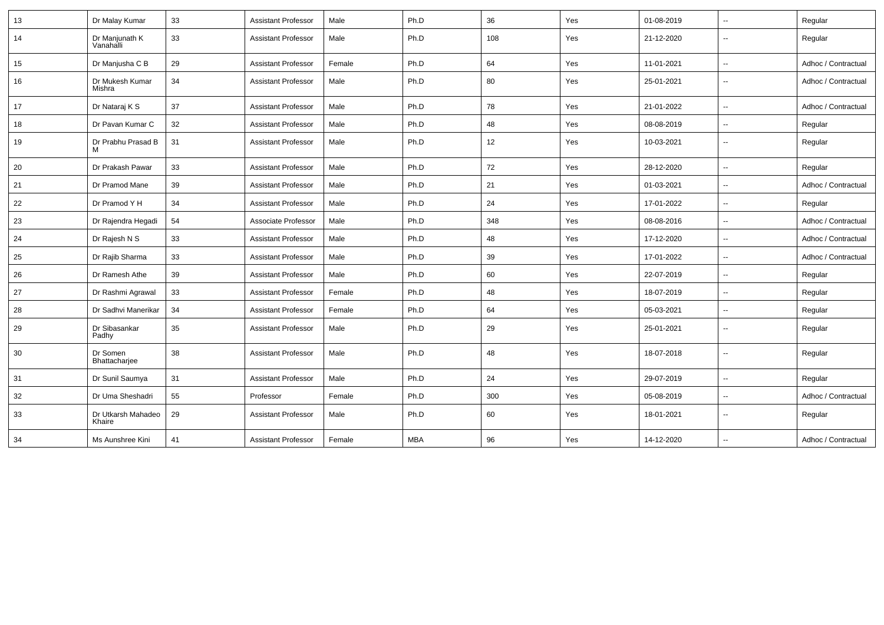| | | | | | | | | | | |
|---|---|---|---|---|---|---|---|---|---|---|
| 13 | Dr Malay Kumar | 33 | Assistant Professor | Male | Ph.D | 36 | Yes | 01-08-2019 | -- | Regular |
| 14 | Dr Manjunath K Vanahalli | 33 | Assistant Professor | Male | Ph.D | 108 | Yes | 21-12-2020 | -- | Regular |
| 15 | Dr Manjusha C B | 29 | Assistant Professor | Female | Ph.D | 64 | Yes | 11-01-2021 | -- | Adhoc / Contractual |
| 16 | Dr Mukesh Kumar Mishra | 34 | Assistant Professor | Male | Ph.D | 80 | Yes | 25-01-2021 | -- | Adhoc / Contractual |
| 17 | Dr Nataraj K S | 37 | Assistant Professor | Male | Ph.D | 78 | Yes | 21-01-2022 | -- | Adhoc / Contractual |
| 18 | Dr Pavan Kumar C | 32 | Assistant Professor | Male | Ph.D | 48 | Yes | 08-08-2019 | -- | Regular |
| 19 | Dr Prabhu Prasad B M | 31 | Assistant Professor | Male | Ph.D | 12 | Yes | 10-03-2021 | -- | Regular |
| 20 | Dr Prakash Pawar | 33 | Assistant Professor | Male | Ph.D | 72 | Yes | 28-12-2020 | -- | Regular |
| 21 | Dr Pramod Mane | 39 | Assistant Professor | Male | Ph.D | 21 | Yes | 01-03-2021 | -- | Adhoc / Contractual |
| 22 | Dr Pramod Y H | 34 | Assistant Professor | Male | Ph.D | 24 | Yes | 17-01-2022 | -- | Regular |
| 23 | Dr Rajendra Hegadi | 54 | Associate Professor | Male | Ph.D | 348 | Yes | 08-08-2016 | -- | Adhoc / Contractual |
| 24 | Dr Rajesh N S | 33 | Assistant Professor | Male | Ph.D | 48 | Yes | 17-12-2020 | -- | Adhoc / Contractual |
| 25 | Dr Rajib Sharma | 33 | Assistant Professor | Male | Ph.D | 39 | Yes | 17-01-2022 | -- | Adhoc / Contractual |
| 26 | Dr Ramesh Athe | 39 | Assistant Professor | Male | Ph.D | 60 | Yes | 22-07-2019 | -- | Regular |
| 27 | Dr Rashmi Agrawal | 33 | Assistant Professor | Female | Ph.D | 48 | Yes | 18-07-2019 | -- | Regular |
| 28 | Dr Sadhvi Manerikar | 34 | Assistant Professor | Female | Ph.D | 64 | Yes | 05-03-2021 | -- | Regular |
| 29 | Dr Sibasankar Padhy | 35 | Assistant Professor | Male | Ph.D | 29 | Yes | 25-01-2021 | -- | Regular |
| 30 | Dr Somen Bhattacharjee | 38 | Assistant Professor | Male | Ph.D | 48 | Yes | 18-07-2018 | -- | Regular |
| 31 | Dr Sunil Saumya | 31 | Assistant Professor | Male | Ph.D | 24 | Yes | 29-07-2019 | -- | Regular |
| 32 | Dr Uma Sheshadri | 55 | Professor | Female | Ph.D | 300 | Yes | 05-08-2019 | -- | Adhoc / Contractual |
| 33 | Dr Utkarsh Mahadeo Khaire | 29 | Assistant Professor | Male | Ph.D | 60 | Yes | 18-01-2021 | -- | Regular |
| 34 | Ms Aunshree Kini | 41 | Assistant Professor | Female | MBA | 96 | Yes | 14-12-2020 | -- | Adhoc / Contractual |